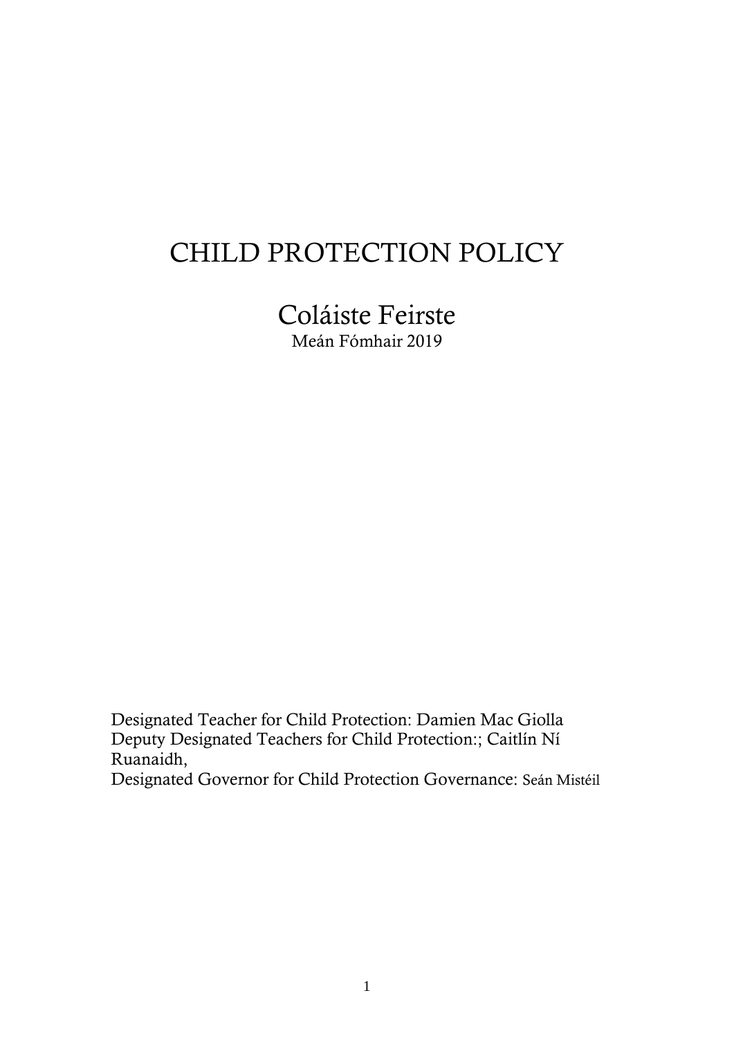# CHILD PROTECTION POLICY

## Coláiste Feirste

Meán Fómhair 2019

Designated Teacher for Child Protection: Damien Mac Giolla
Deputy Designated Teachers for Child Protection:; Caitlín Ní Ruanaidh,
Designated Governor for Child Protection Governance: Seán Mistéil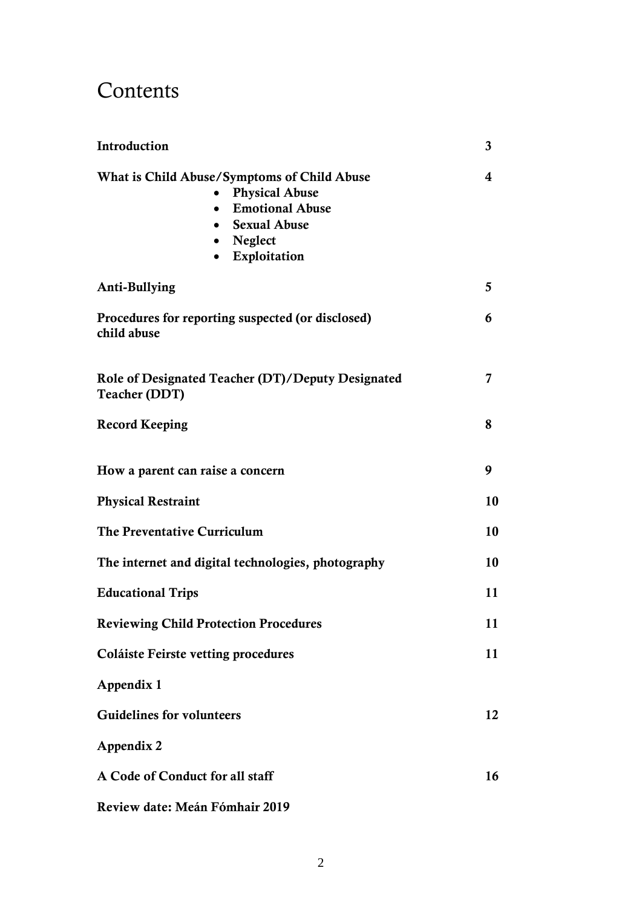# Contents

| | |
|---|---|
| **Introduction** | **3** |
| **What is Child Abuse/Symptoms of Child Abuse**<br>• **Physical Abuse**<br>• **Emotional Abuse**<br>• **Sexual Abuse**<br>• **Neglect**<br>• **Exploitation** | **4** |
| **Anti-Bullying** | **5** |
| **Procedures for reporting suspected (or disclosed) child abuse** | **6** |
| **Role of Designated Teacher (DT)/Deputy Designated Teacher (DDT)** | **7** |
| **Record Keeping** | **8** |
| **How a parent can raise a concern** | **9** |
| **Physical Restraint** | **10** |
| **The Preventative Curriculum** | **10** |
| **The internet and digital technologies, photography** | **10** |
| **Educational Trips** | **11** |
| **Reviewing Child Protection Procedures** | **11** |
| **Coláiste Feirste vetting procedures** | **11** |
| **Appendix 1** | |
| **Guidelines for volunteers** | **12** |
| **Appendix 2** | |
| **A Code of Conduct for all staff** | **16** |

**Review date: Meán Fómhair 2019**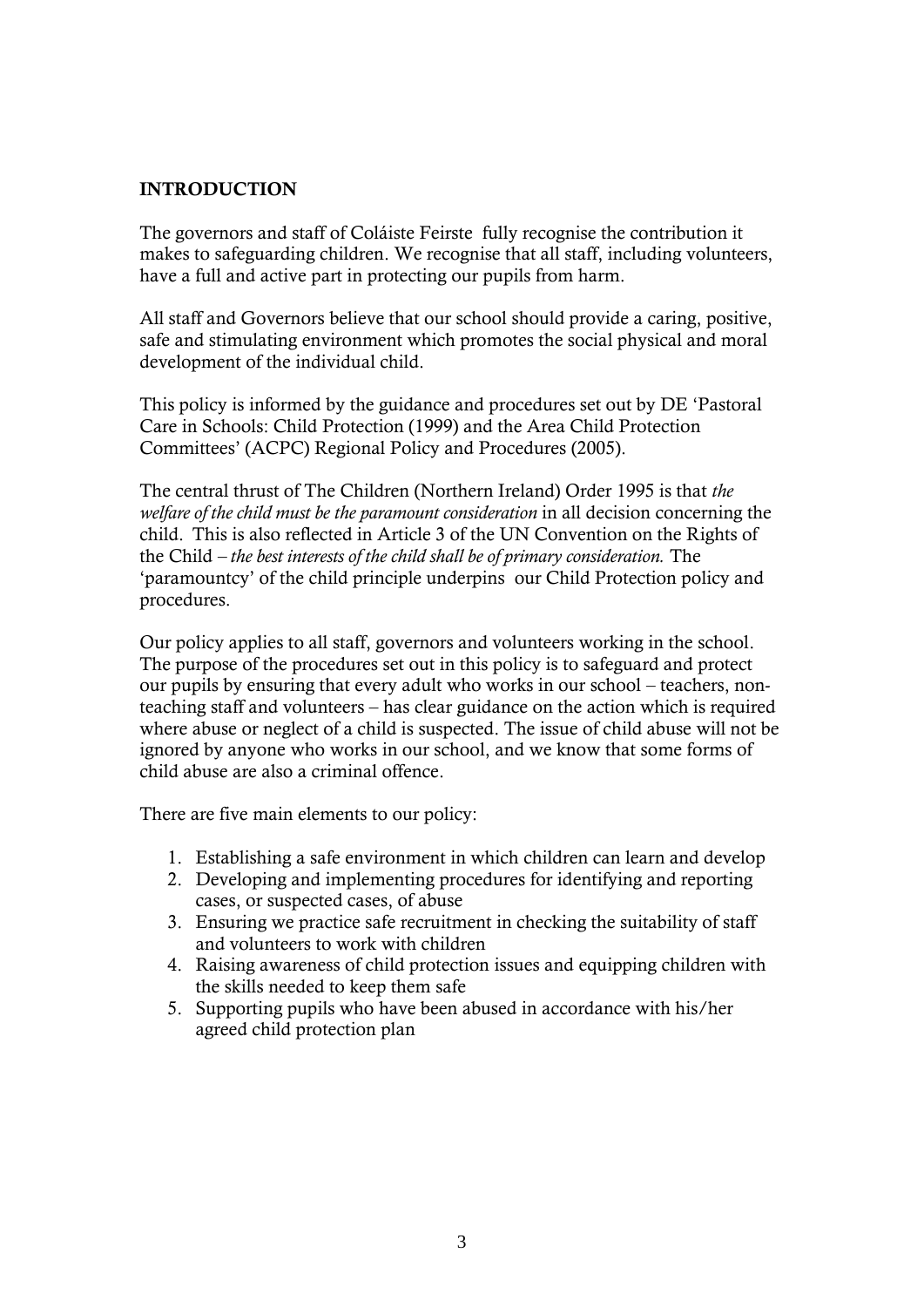## INTRODUCTION

The governors and staff of Coláiste Feirste fully recognise the contribution it makes to safeguarding children. We recognise that all staff, including volunteers, have a full and active part in protecting our pupils from harm.

All staff and Governors believe that our school should provide a caring, positive, safe and stimulating environment which promotes the social physical and moral development of the individual child.

This policy is informed by the guidance and procedures set out by DE 'Pastoral Care in Schools: Child Protection (1999) and the Area Child Protection Committees' (ACPC) Regional Policy and Procedures (2005).

The central thrust of The Children (Northern Ireland) Order 1995 is that *the welfare of the child must be the paramount consideration* in all decision concerning the child. This is also reflected in Article 3 of the UN Convention on the Rights of the Child – *the best interests of the child shall be of primary consideration.* The 'paramountcy' of the child principle underpins our Child Protection policy and procedures.

Our policy applies to all staff, governors and volunteers working in the school. The purpose of the procedures set out in this policy is to safeguard and protect our pupils by ensuring that every adult who works in our school – teachers, non-teaching staff and volunteers – has clear guidance on the action which is required where abuse or neglect of a child is suspected. The issue of child abuse will not be ignored by anyone who works in our school, and we know that some forms of child abuse are also a criminal offence.

There are five main elements to our policy:

1. Establishing a safe environment in which children can learn and develop
2. Developing and implementing procedures for identifying and reporting cases, or suspected cases, of abuse
3. Ensuring we practice safe recruitment in checking the suitability of staff and volunteers to work with children
4. Raising awareness of child protection issues and equipping children with the skills needed to keep them safe
5. Supporting pupils who have been abused in accordance with his/her agreed child protection plan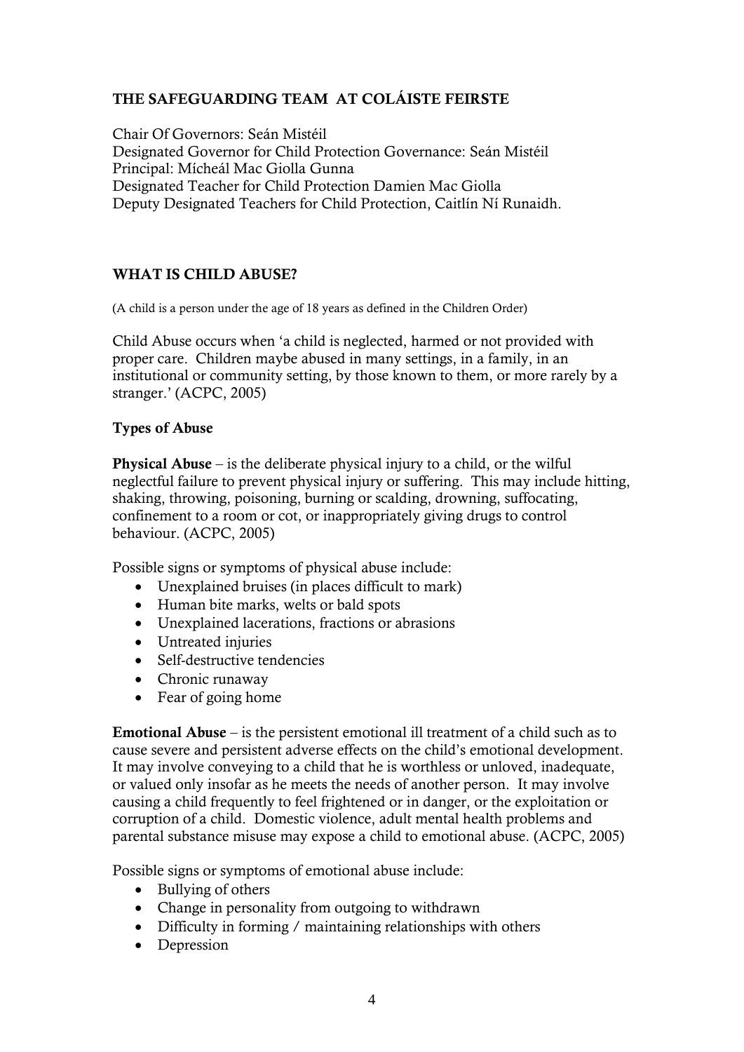## THE SAFEGUARDING TEAM  AT COLÁISTE FEIRSTE

Chair Of Governors: Seán Mistéil
Designated Governor for Child Protection Governance: Seán Mistéil
Principal: Mícheál Mac Giolla Gunna
Designated Teacher for Child Protection Damien Mac Giolla
Deputy Designated Teachers for Child Protection, Caitlín Ní Runaidh.

## WHAT IS CHILD ABUSE?

(A child is a person under the age of 18 years as defined in the Children Order)

Child Abuse occurs when 'a child is neglected, harmed or not provided with proper care.  Children maybe abused in many settings, in a family, in an institutional or community setting, by those known to them, or more rarely by a stranger.' (ACPC, 2005)

### Types of Abuse

**Physical Abuse** – is the deliberate physical injury to a child, or the wilful neglectful failure to prevent physical injury or suffering.  This may include hitting, shaking, throwing, poisoning, burning or scalding, drowning, suffocating, confinement to a room or cot, or inappropriately giving drugs to control behaviour. (ACPC, 2005)

Possible signs or symptoms of physical abuse include:

- Unexplained bruises (in places difficult to mark)
- Human bite marks, welts or bald spots
- Unexplained lacerations, fractions or abrasions
- Untreated injuries
- Self-destructive tendencies
- Chronic runaway
- Fear of going home

**Emotional Abuse** – is the persistent emotional ill treatment of a child such as to cause severe and persistent adverse effects on the child's emotional development.  It may involve conveying to a child that he is worthless or unloved, inadequate, or valued only insofar as he meets the needs of another person.  It may involve causing a child frequently to feel frightened or in danger, or the exploitation or corruption of a child.  Domestic violence, adult mental health problems and parental substance misuse may expose a child to emotional abuse. (ACPC, 2005)

Possible signs or symptoms of emotional abuse include:

- Bullying of others
- Change in personality from outgoing to withdrawn
- Difficulty in forming / maintaining relationships with others
- Depression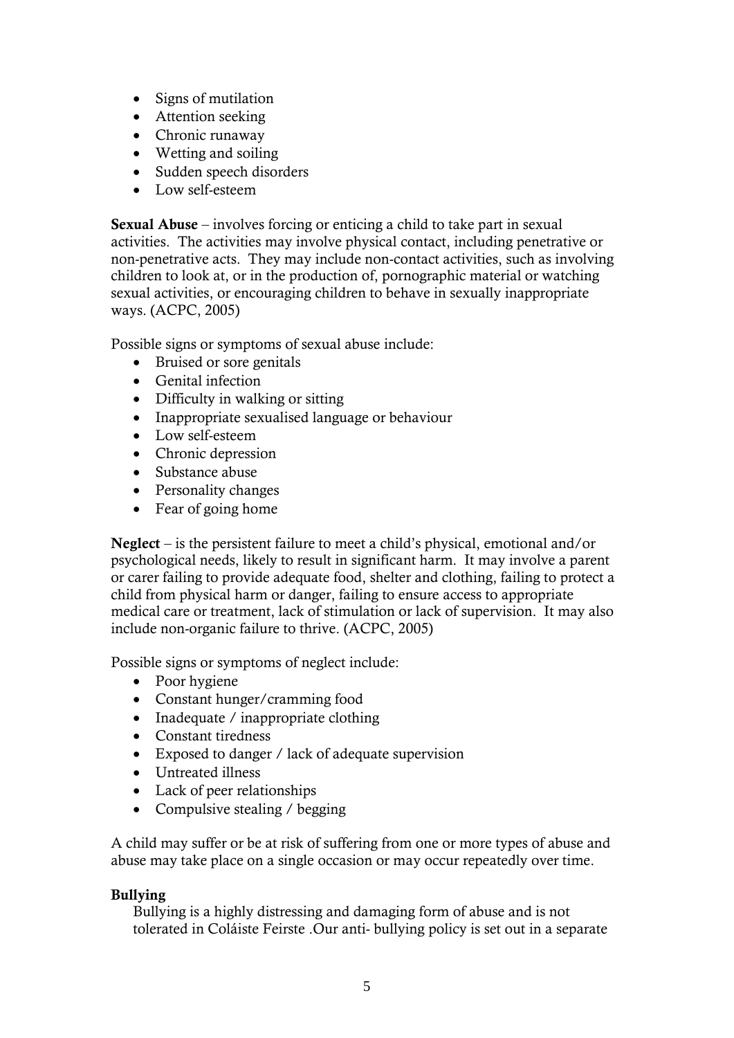- Signs of mutilation
- Attention seeking
- Chronic runaway
- Wetting and soiling
- Sudden speech disorders
- Low self-esteem

**Sexual Abuse** – involves forcing or enticing a child to take part in sexual activities. The activities may involve physical contact, including penetrative or non-penetrative acts. They may include non-contact activities, such as involving children to look at, or in the production of, pornographic material or watching sexual activities, or encouraging children to behave in sexually inappropriate ways. (ACPC, 2005)

Possible signs or symptoms of sexual abuse include:

- Bruised or sore genitals
- Genital infection
- Difficulty in walking or sitting
- Inappropriate sexualised language or behaviour
- Low self-esteem
- Chronic depression
- Substance abuse
- Personality changes
- Fear of going home

**Neglect** – is the persistent failure to meet a child's physical, emotional and/or psychological needs, likely to result in significant harm. It may involve a parent or carer failing to provide adequate food, shelter and clothing, failing to protect a child from physical harm or danger, failing to ensure access to appropriate medical care or treatment, lack of stimulation or lack of supervision. It may also include non-organic failure to thrive. (ACPC, 2005)

Possible signs or symptoms of neglect include:

- Poor hygiene
- Constant hunger/cramming food
- Inadequate / inappropriate clothing
- Constant tiredness
- Exposed to danger / lack of adequate supervision
- Untreated illness
- Lack of peer relationships
- Compulsive stealing / begging

A child may suffer or be at risk of suffering from one or more types of abuse and abuse may take place on a single occasion or may occur repeatedly over time.

**Bullying**

Bullying is a highly distressing and damaging form of abuse and is not tolerated in Coláiste Feirste .Our anti- bullying policy is set out in a separate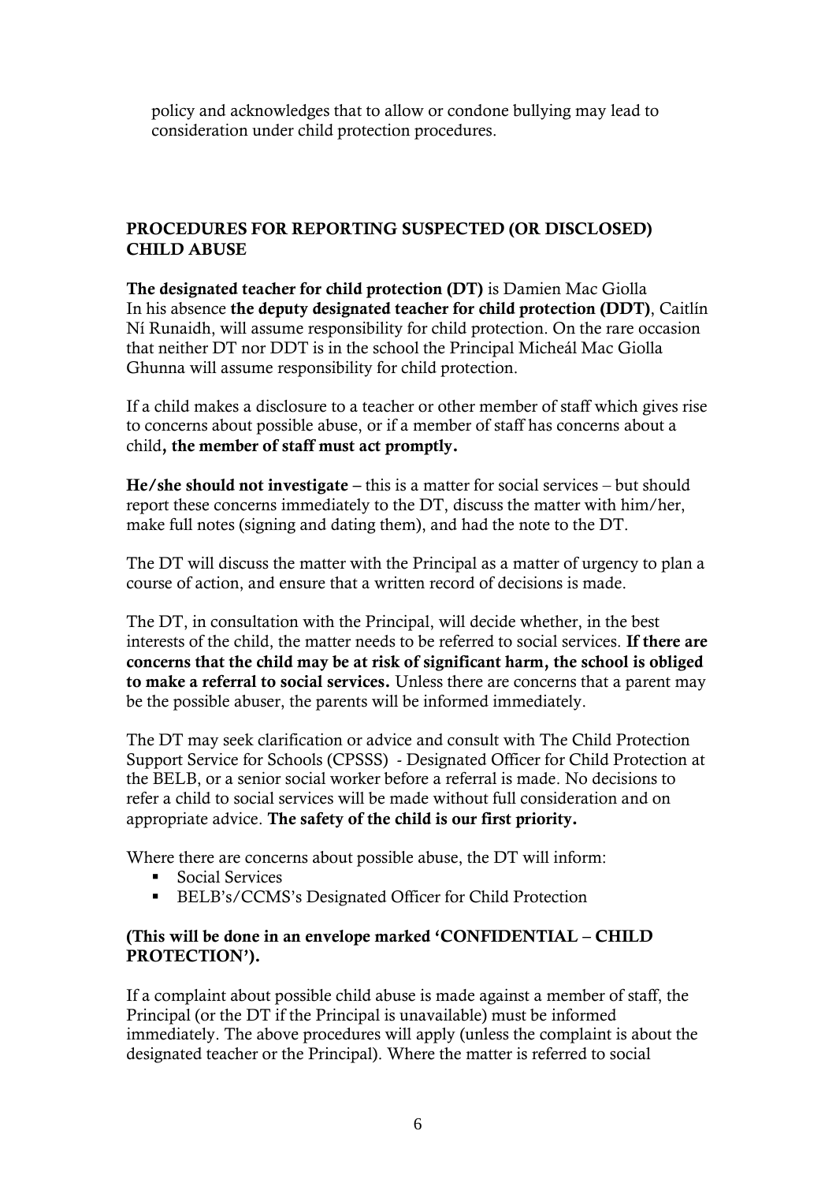policy and acknowledges that to allow or condone bullying may lead to consideration under child protection procedures.

## PROCEDURES FOR REPORTING SUSPECTED (OR DISCLOSED) CHILD ABUSE

**The designated teacher for child protection (DT)** is Damien Mac Giolla
In his absence **the deputy designated teacher for child protection (DDT)**, Caitlín Ní Runaidh, will assume responsibility for child protection. On the rare occasion that neither DT nor DDT is in the school the Principal Micheál Mac Giolla Ghunna will assume responsibility for child protection.

If a child makes a disclosure to a teacher or other member of staff which gives rise to concerns about possible abuse, or if a member of staff has concerns about a child**, the member of staff must act promptly.**

**He/she should not investigate** – this is a matter for social services – but should report these concerns immediately to the DT, discuss the matter with him/her, make full notes (signing and dating them), and had the note to the DT.

The DT will discuss the matter with the Principal as a matter of urgency to plan a course of action, and ensure that a written record of decisions is made.

The DT, in consultation with the Principal, will decide whether, in the best interests of the child, the matter needs to be referred to social services. **If there are concerns that the child may be at risk of significant harm, the school is obliged to make a referral to social services.** Unless there are concerns that a parent may be the possible abuser, the parents will be informed immediately.

The DT may seek clarification or advice and consult with The Child Protection Support Service for Schools (CPSSS) - Designated Officer for Child Protection at the BELB, or a senior social worker before a referral is made. No decisions to refer a child to social services will be made without full consideration and on appropriate advice. **The safety of the child is our first priority.**

Where there are concerns about possible abuse, the DT will inform:

- Social Services
- BELB's/CCMS's Designated Officer for Child Protection

**(This will be done in an envelope marked 'CONFIDENTIAL – CHILD PROTECTION').**

If a complaint about possible child abuse is made against a member of staff, the Principal (or the DT if the Principal is unavailable) must be informed immediately. The above procedures will apply (unless the complaint is about the designated teacher or the Principal). Where the matter is referred to social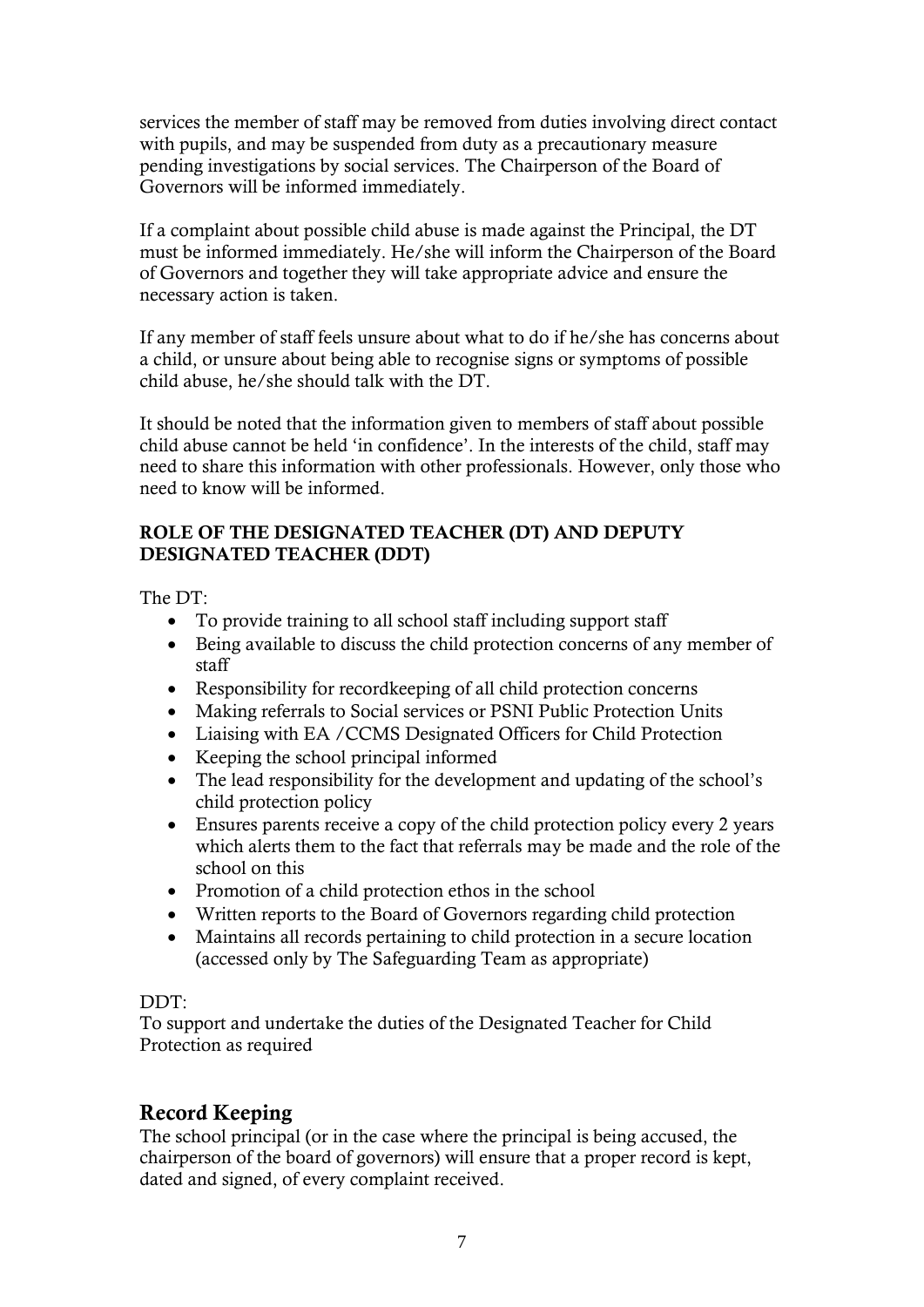services the member of staff may be removed from duties involving direct contact with pupils, and may be suspended from duty as a precautionary measure pending investigations by social services. The Chairperson of the Board of Governors will be informed immediately.

If a complaint about possible child abuse is made against the Principal, the DT must be informed immediately. He/she will inform the Chairperson of the Board of Governors and together they will take appropriate advice and ensure the necessary action is taken.

If any member of staff feels unsure about what to do if he/she has concerns about a child, or unsure about being able to recognise signs or symptoms of possible child abuse, he/she should talk with the DT.

It should be noted that the information given to members of staff about possible child abuse cannot be held 'in confidence'. In the interests of the child, staff may need to share this information with other professionals. However, only those who need to know will be informed.

**ROLE OF THE DESIGNATED TEACHER (DT) AND DEPUTY DESIGNATED TEACHER (DDT)**

The DT:

- To provide training to all school staff including support staff
- Being available to discuss the child protection concerns of any member of staff
- Responsibility for recordkeeping of all child protection concerns
- Making referrals to Social services or PSNI Public Protection Units
- Liaising with EA /CCMS Designated Officers for Child Protection
- Keeping the school principal informed
- The lead responsibility for the development and updating of the school's child protection policy
- Ensures parents receive a copy of the child protection policy every 2 years which alerts them to the fact that referrals may be made and the role of the school on this
- Promotion of a child protection ethos in the school
- Written reports to the Board of Governors regarding child protection
- Maintains all records pertaining to child protection in a secure location (accessed only by The Safeguarding Team as appropriate)

DDT:
To support and undertake the duties of the Designated Teacher for Child Protection as required

## Record Keeping

The school principal (or in the case where the principal is being accused, the chairperson of the board of governors) will ensure that a proper record is kept, dated and signed, of every complaint received.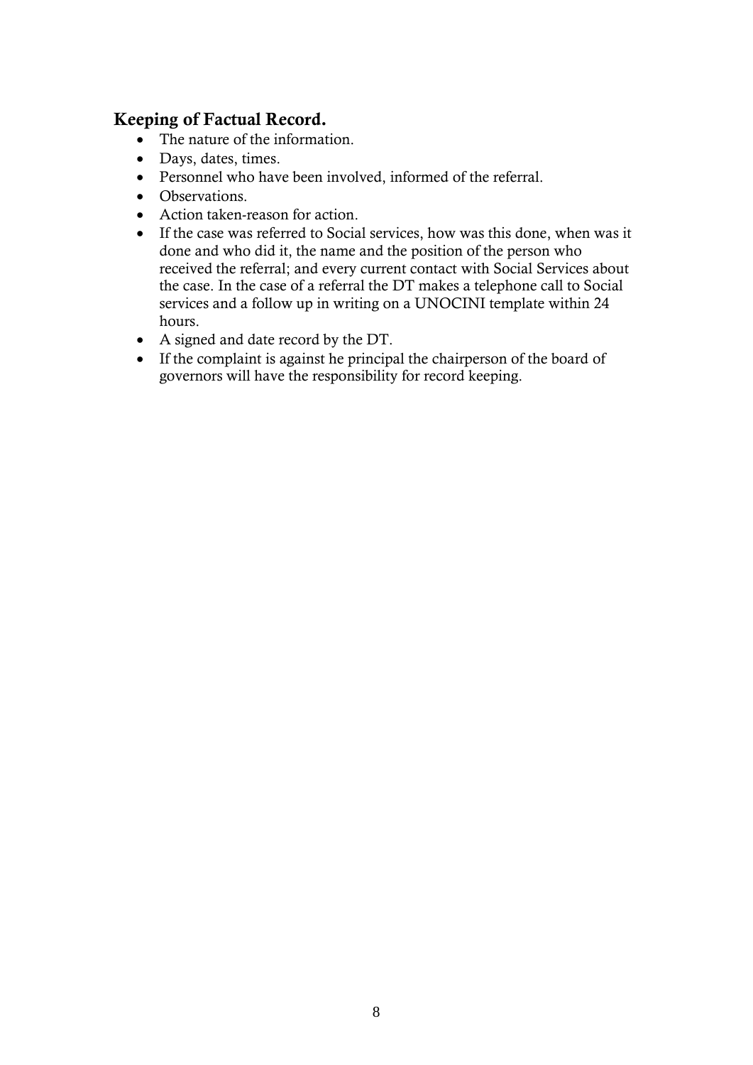## Keeping of Factual Record.

- The nature of the information.
- Days, dates, times.
- Personnel who have been involved, informed of the referral.
- Observations.
- Action taken-reason for action.
- If the case was referred to Social services, how was this done, when was it done and who did it, the name and the position of the person who received the referral; and every current contact with Social Services about the case. In the case of a referral the DT makes a telephone call to Social services and a follow up in writing on a UNOCINI template within 24 hours.
- A signed and date record by the DT.
- If the complaint is against he principal the chairperson of the board of governors will have the responsibility for record keeping.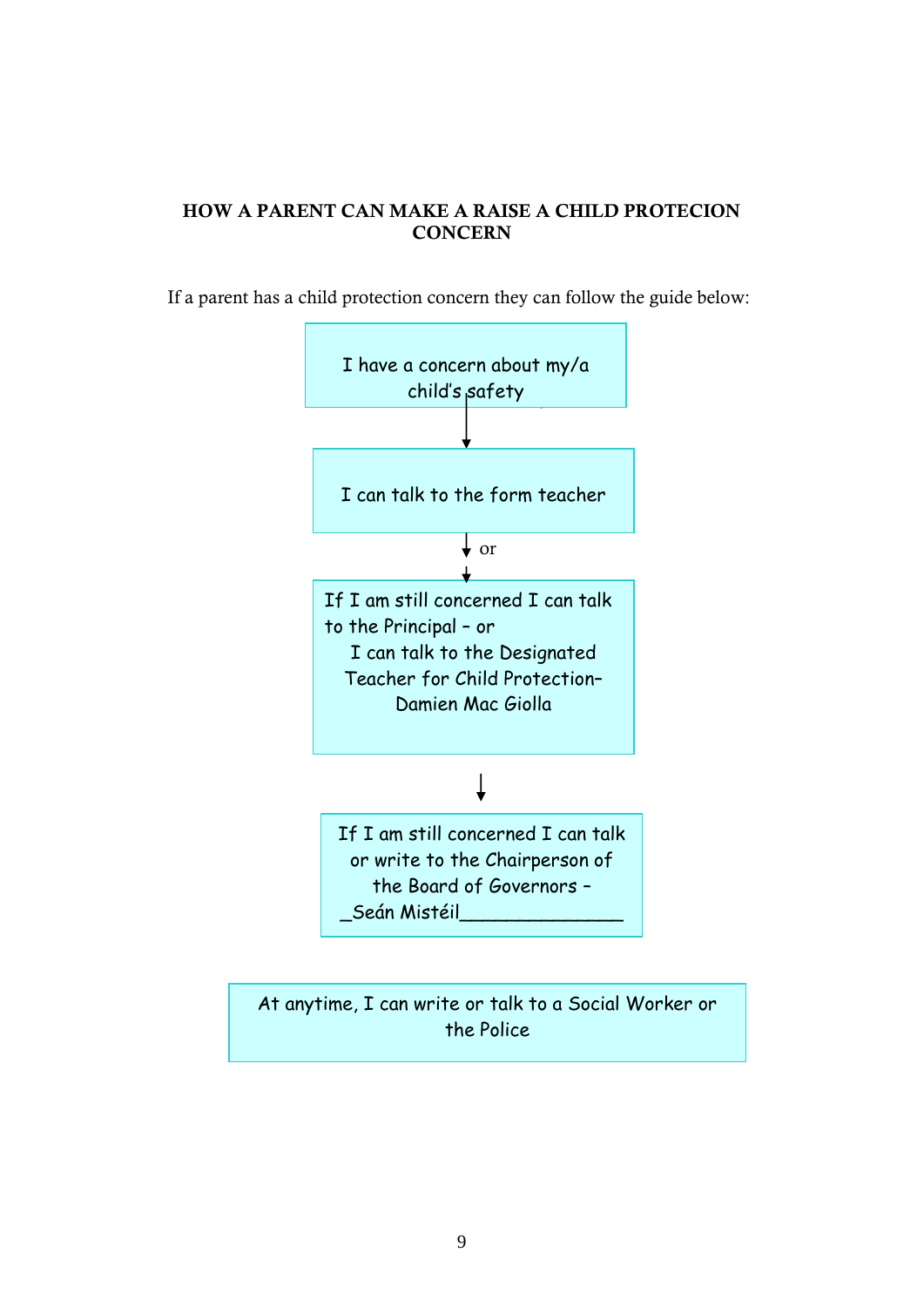**HOW A PARENT CAN MAKE A RAISE A CHILD PROTECION CONCERN**

If a parent has a child protection concern they can follow the guide below:

I have a concern about my/a child's safety

↓

I can talk to the form teacher

↓ or

If I am still concerned I can talk to the Principal – or
I can talk to the Designated Teacher for Child Protection– Damien Mac Giolla

↓

If I am still concerned I can talk or write to the Chairperson of the Board of Governors – _Seán Mistéil_______________

At anytime, I can write or talk to a Social Worker or the Police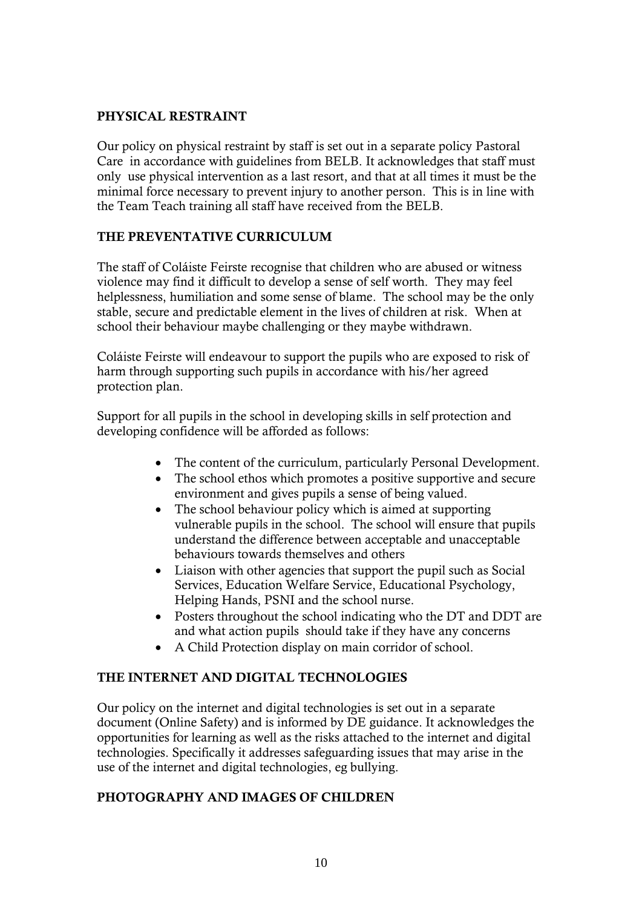## PHYSICAL RESTRAINT

Our policy on physical restraint by staff is set out in a separate policy Pastoral Care in accordance with guidelines from BELB. It acknowledges that staff must only use physical intervention as a last resort, and that at all times it must be the minimal force necessary to prevent injury to another person. This is in line with the Team Teach training all staff have received from the BELB.

## THE PREVENTATIVE CURRICULUM

The staff of Coláiste Feirste recognise that children who are abused or witness violence may find it difficult to develop a sense of self worth. They may feel helplessness, humiliation and some sense of blame. The school may be the only stable, secure and predictable element in the lives of children at risk. When at school their behaviour maybe challenging or they maybe withdrawn.

Coláiste Feirste will endeavour to support the pupils who are exposed to risk of harm through supporting such pupils in accordance with his/her agreed protection plan.

Support for all pupils in the school in developing skills in self protection and developing confidence will be afforded as follows:

- The content of the curriculum, particularly Personal Development.
- The school ethos which promotes a positive supportive and secure environment and gives pupils a sense of being valued.
- The school behaviour policy which is aimed at supporting vulnerable pupils in the school. The school will ensure that pupils understand the difference between acceptable and unacceptable behaviours towards themselves and others
- Liaison with other agencies that support the pupil such as Social Services, Education Welfare Service, Educational Psychology, Helping Hands, PSNI and the school nurse.
- Posters throughout the school indicating who the DT and DDT are and what action pupils should take if they have any concerns
- A Child Protection display on main corridor of school.

## THE INTERNET AND DIGITAL TECHNOLOGIES

Our policy on the internet and digital technologies is set out in a separate document (Online Safety) and is informed by DE guidance. It acknowledges the opportunities for learning as well as the risks attached to the internet and digital technologies. Specifically it addresses safeguarding issues that may arise in the use of the internet and digital technologies, eg bullying.

## PHOTOGRAPHY AND IMAGES OF CHILDREN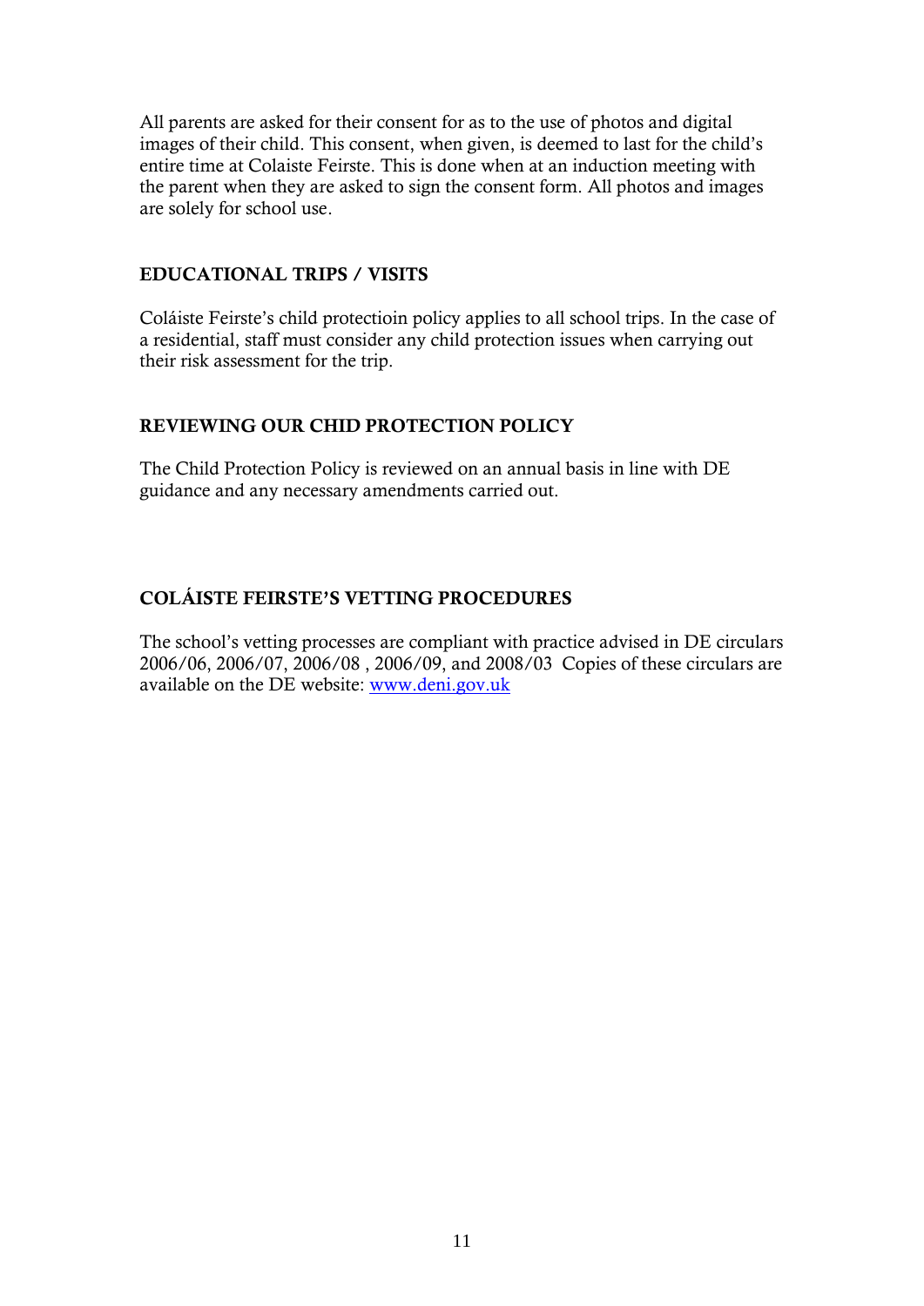All parents are asked for their consent for as to the use of photos and digital images of their child. This consent, when given, is deemed to last for the child's entire time at Colaiste Feirste. This is done when at an induction meeting with the parent when they are asked to sign the consent form. All photos and images are solely for school use.

## EDUCATIONAL TRIPS / VISITS

Coláiste Feirste's child protectioin policy applies to all school trips. In the case of a residential, staff must consider any child protection issues when carrying out their risk assessment for the trip.

## REVIEWING OUR CHID PROTECTION POLICY

The Child Protection Policy is reviewed on an annual basis in line with DE guidance and any necessary amendments carried out.

## COLÁISTE FEIRSTE'S VETTING PROCEDURES

The school's vetting processes are compliant with practice advised in DE circulars 2006/06, 2006/07, 2006/08 , 2006/09, and 2008/03  Copies of these circulars are available on the DE website: [www.deni.gov.uk](www.deni.gov.uk)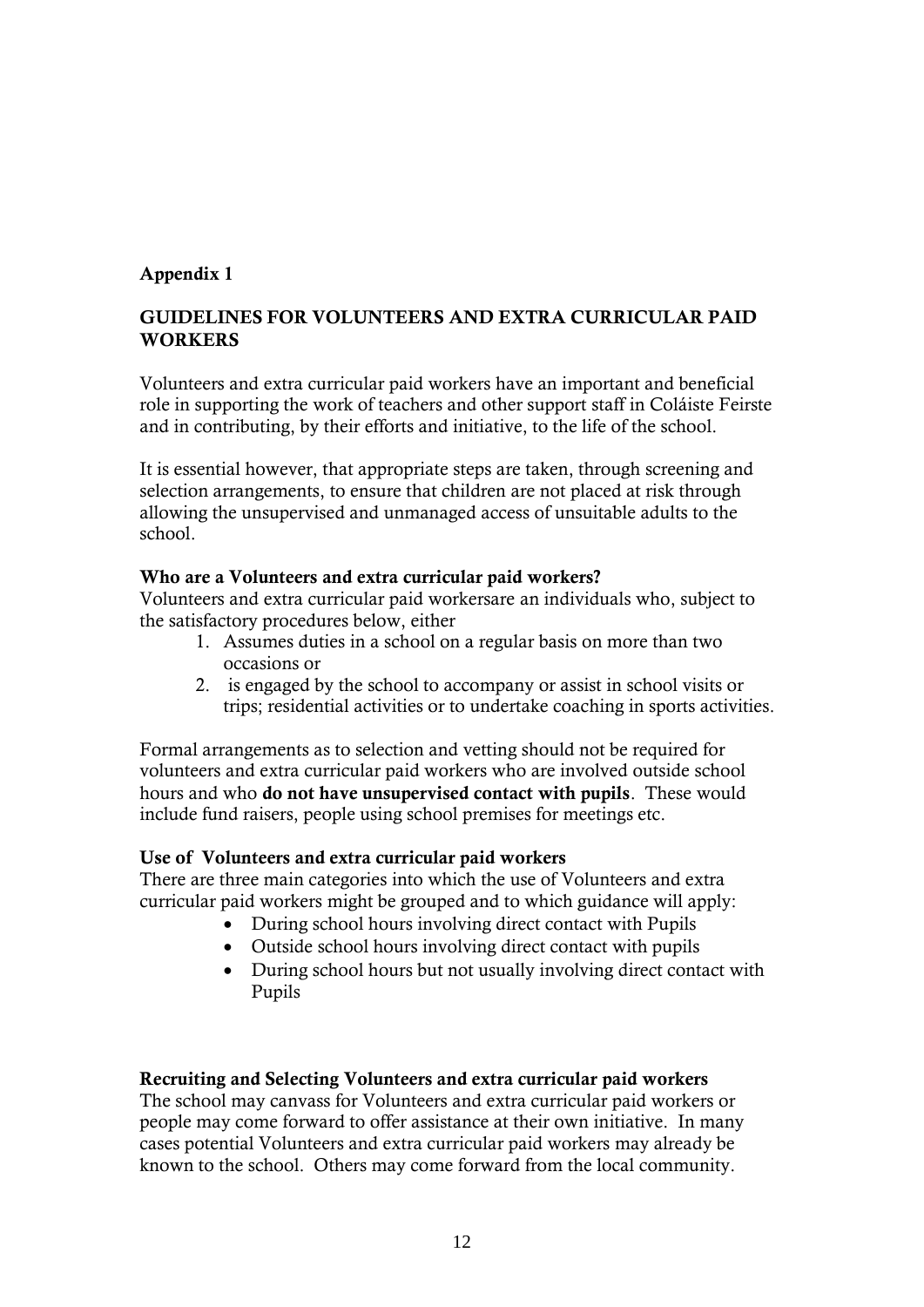**Appendix 1**

**GUIDELINES FOR VOLUNTEERS AND EXTRA CURRICULAR PAID WORKERS**

Volunteers and extra curricular paid workers have an important and beneficial role in supporting the work of teachers and other support staff in Coláiste Feirste and in contributing, by their efforts and initiative, to the life of the school.

It is essential however, that appropriate steps are taken, through screening and selection arrangements, to ensure that children are not placed at risk through allowing the unsupervised and unmanaged access of unsuitable adults to the school.

**Who are a Volunteers and extra curricular paid workers?**

Volunteers and extra curricular paid workersare an individuals who, subject to the satisfactory procedures below, either

1. Assumes duties in a school on a regular basis on more than two occasions or
2. is engaged by the school to accompany or assist in school visits or trips; residential activities or to undertake coaching in sports activities.

Formal arrangements as to selection and vetting should not be required for volunteers and extra curricular paid workers who are involved outside school hours and who **do not have unsupervised contact with pupils**. These would include fund raisers, people using school premises for meetings etc.

**Use of Volunteers and extra curricular paid workers**

There are three main categories into which the use of Volunteers and extra curricular paid workers might be grouped and to which guidance will apply:

- During school hours involving direct contact with Pupils
- Outside school hours involving direct contact with pupils
- During school hours but not usually involving direct contact with Pupils

**Recruiting and Selecting Volunteers and extra curricular paid workers**

The school may canvass for Volunteers and extra curricular paid workers or people may come forward to offer assistance at their own initiative. In many cases potential Volunteers and extra curricular paid workers may already be known to the school. Others may come forward from the local community.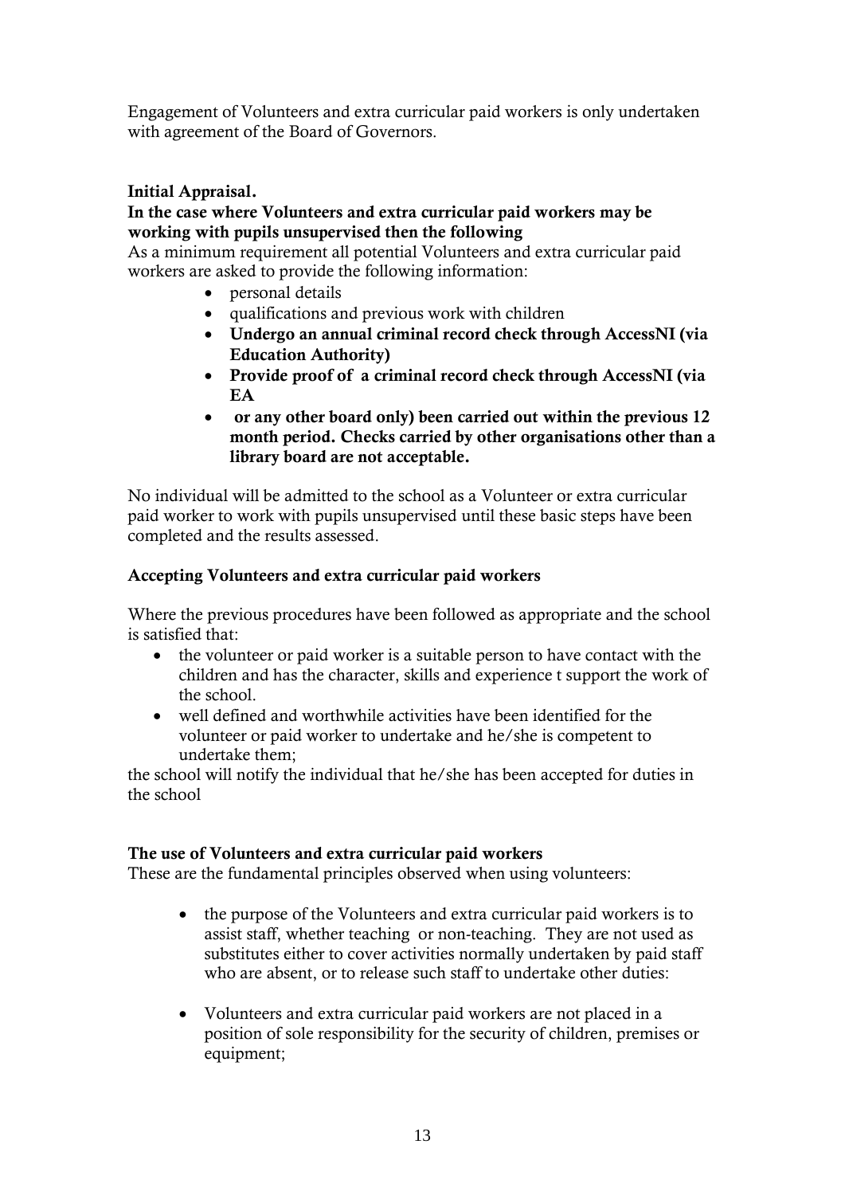Engagement of Volunteers and extra curricular paid workers is only undertaken with agreement of the Board of Governors.

**Initial Appraisal.**

**In the case where Volunteers and extra curricular paid workers may be working with pupils unsupervised then the following**

As a minimum requirement all potential Volunteers and extra curricular paid workers are asked to provide the following information:

- personal details
- qualifications and previous work with children
- **Undergo an annual criminal record check through AccessNI (via Education Authority)**
- **Provide proof of a criminal record check through AccessNI (via EA**
- **or any other board only) been carried out within the previous 12 month period. Checks carried by other organisations other than a library board are not acceptable.**

No individual will be admitted to the school as a Volunteer or extra curricular paid worker to work with pupils unsupervised until these basic steps have been completed and the results assessed.

**Accepting Volunteers and extra curricular paid workers**

Where the previous procedures have been followed as appropriate and the school is satisfied that:

- the volunteer or paid worker is a suitable person to have contact with the children and has the character, skills and experience t support the work of the school.
- well defined and worthwhile activities have been identified for the volunteer or paid worker to undertake and he/she is competent to undertake them;

the school will notify the individual that he/she has been accepted for duties in the school

**The use of Volunteers and extra curricular paid workers**

These are the fundamental principles observed when using volunteers:

- the purpose of the Volunteers and extra curricular paid workers is to assist staff, whether teaching or non-teaching. They are not used as substitutes either to cover activities normally undertaken by paid staff who are absent, or to release such staff to undertake other duties:

- Volunteers and extra curricular paid workers are not placed in a position of sole responsibility for the security of children, premises or equipment;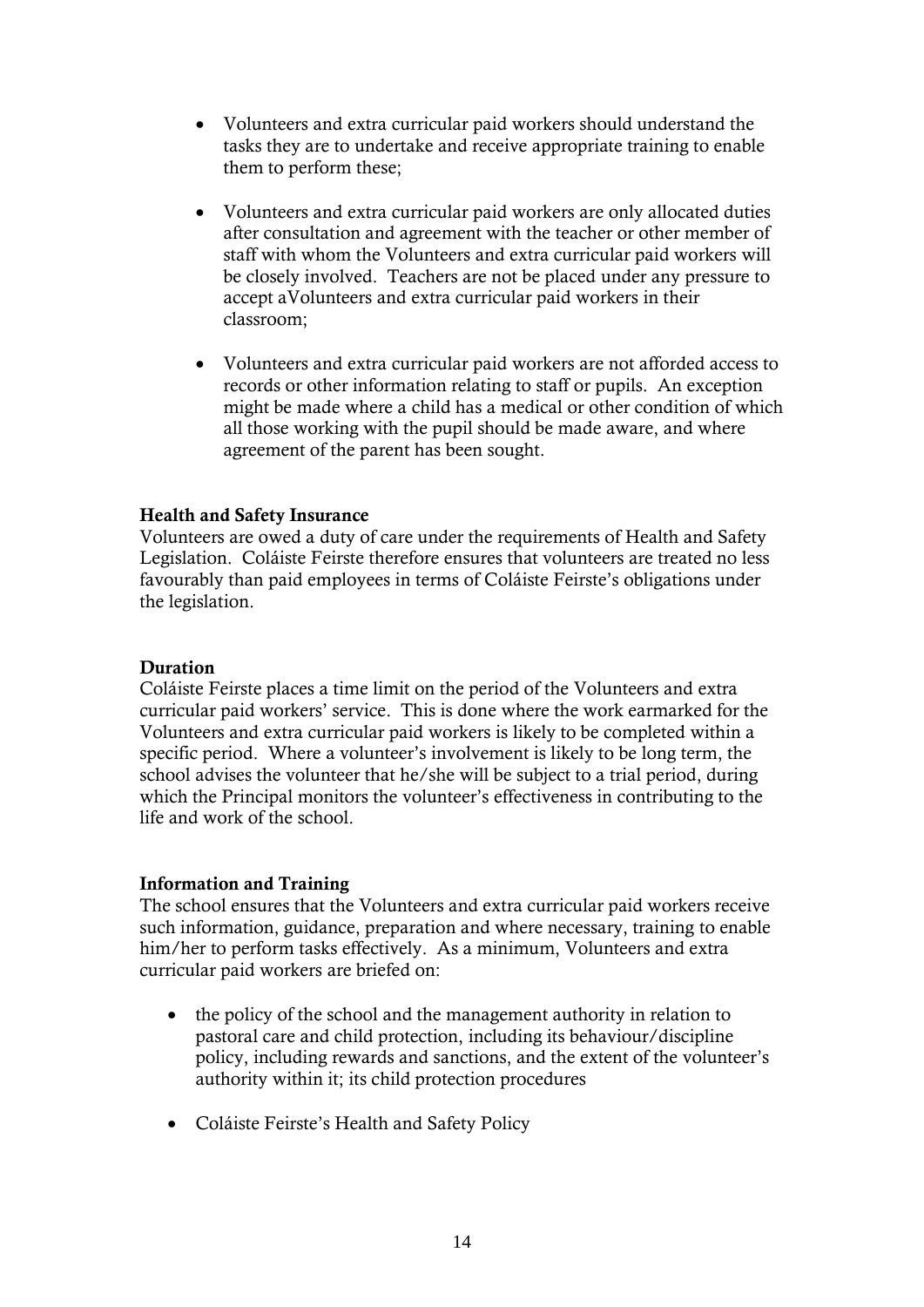- Volunteers and extra curricular paid workers should understand the tasks they are to undertake and receive appropriate training to enable them to perform these;

- Volunteers and extra curricular paid workers are only allocated duties after consultation and agreement with the teacher or other member of staff with whom the Volunteers and extra curricular paid workers will be closely involved. Teachers are not be placed under any pressure to accept aVolunteers and extra curricular paid workers in their classroom;

- Volunteers and extra curricular paid workers are not afforded access to records or other information relating to staff or pupils. An exception might be made where a child has a medical or other condition of which all those working with the pupil should be made aware, and where agreement of the parent has been sought.

**Health and Safety Insurance**
Volunteers are owed a duty of care under the requirements of Health and Safety Legislation. Coláiste Feirste therefore ensures that volunteers are treated no less favourably than paid employees in terms of Coláiste Feirste's obligations under the legislation.

**Duration**
Coláiste Feirste places a time limit on the period of the Volunteers and extra curricular paid workers' service. This is done where the work earmarked for the Volunteers and extra curricular paid workers is likely to be completed within a specific period. Where a volunteer's involvement is likely to be long term, the school advises the volunteer that he/she will be subject to a trial period, during which the Principal monitors the volunteer's effectiveness in contributing to the life and work of the school.

**Information and Training**
The school ensures that the Volunteers and extra curricular paid workers receive such information, guidance, preparation and where necessary, training to enable him/her to perform tasks effectively. As a minimum, Volunteers and extra curricular paid workers are briefed on:

- the policy of the school and the management authority in relation to pastoral care and child protection, including its behaviour/discipline policy, including rewards and sanctions, and the extent of the volunteer's authority within it; its child protection procedures

- Coláiste Feirste's Health and Safety Policy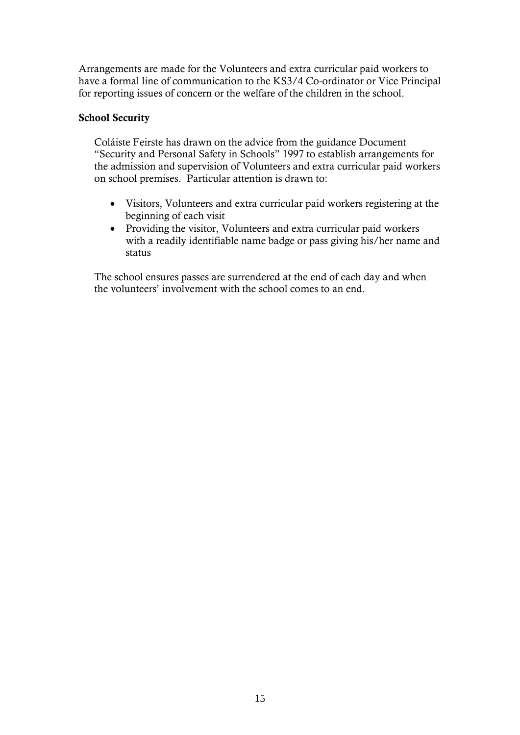Arrangements are made for the Volunteers and extra curricular paid workers to have a formal line of communication to the KS3/4 Co-ordinator or Vice Principal for reporting issues of concern or the welfare of the children in the school.

**School Security**

Coláiste Feirste has drawn on the advice from the guidance Document "Security and Personal Safety in Schools" 1997 to establish arrangements for the admission and supervision of Volunteers and extra curricular paid workers on school premises. Particular attention is drawn to:

- Visitors, Volunteers and extra curricular paid workers registering at the beginning of each visit
- Providing the visitor, Volunteers and extra curricular paid workers with a readily identifiable name badge or pass giving his/her name and status

The school ensures passes are surrendered at the end of each day and when the volunteers' involvement with the school comes to an end.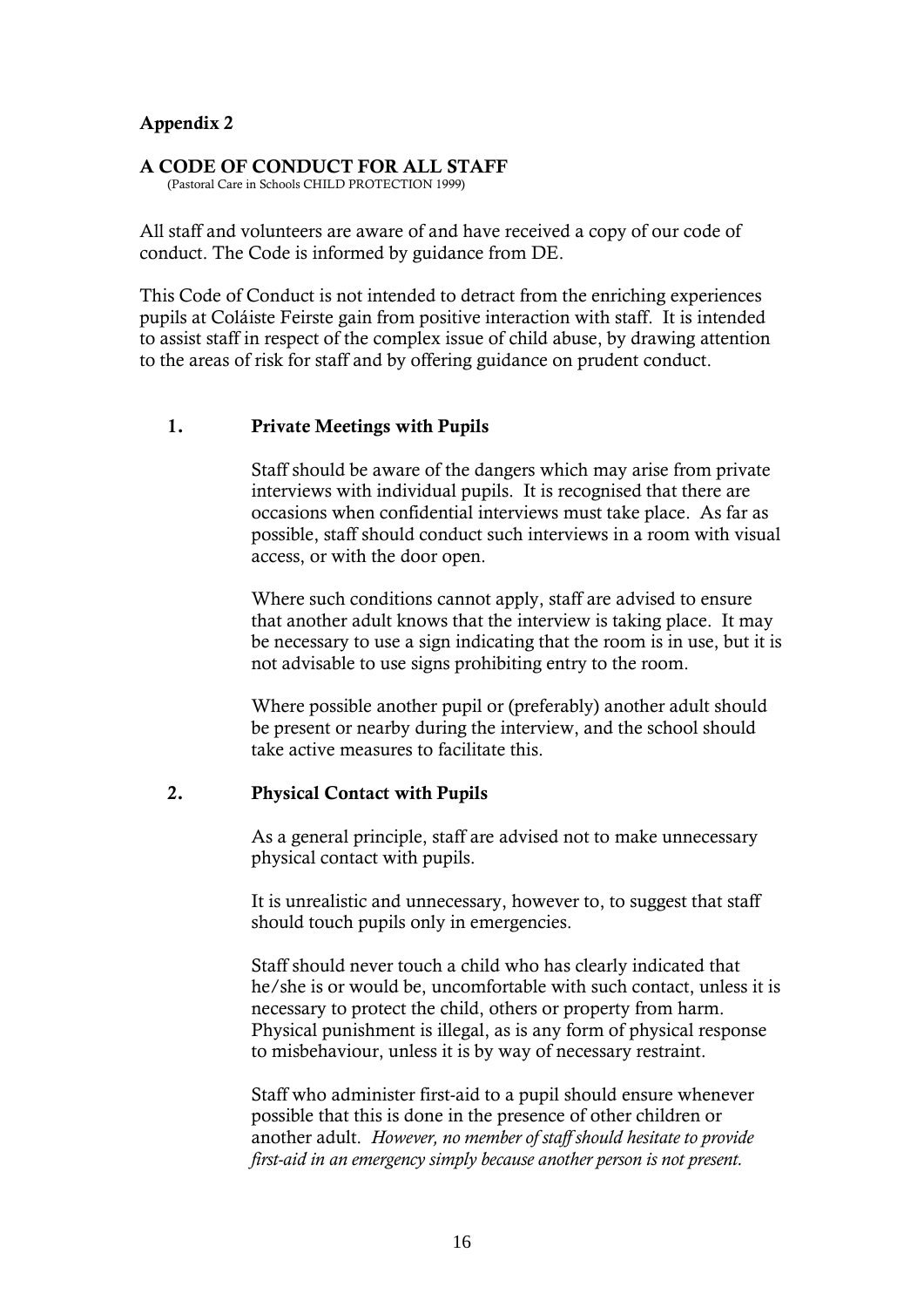## Appendix 2

### A CODE OF CONDUCT FOR ALL STAFF

(Pastoral Care in Schools CHILD PROTECTION 1999)

All staff and volunteers are aware of and have received a copy of our code of conduct. The Code is informed by guidance from DE.

This Code of Conduct is not intended to detract from the enriching experiences pupils at Coláiste Feirste gain from positive interaction with staff. It is intended to assist staff in respect of the complex issue of child abuse, by drawing attention to the areas of risk for staff and by offering guidance on prudent conduct.

#### 1. Private Meetings with Pupils

Staff should be aware of the dangers which may arise from private interviews with individual pupils. It is recognised that there are occasions when confidential interviews must take place. As far as possible, staff should conduct such interviews in a room with visual access, or with the door open.

Where such conditions cannot apply, staff are advised to ensure that another adult knows that the interview is taking place. It may be necessary to use a sign indicating that the room is in use, but it is not advisable to use signs prohibiting entry to the room.

Where possible another pupil or (preferably) another adult should be present or nearby during the interview, and the school should take active measures to facilitate this.

#### 2. Physical Contact with Pupils

As a general principle, staff are advised not to make unnecessary physical contact with pupils.

It is unrealistic and unnecessary, however to, to suggest that staff should touch pupils only in emergencies.

Staff should never touch a child who has clearly indicated that he/she is or would be, uncomfortable with such contact, unless it is necessary to protect the child, others or property from harm. Physical punishment is illegal, as is any form of physical response to misbehaviour, unless it is by way of necessary restraint.

Staff who administer first-aid to a pupil should ensure whenever possible that this is done in the presence of other children or another adult. *However, no member of staff should hesitate to provide first-aid in an emergency simply because another person is not present.*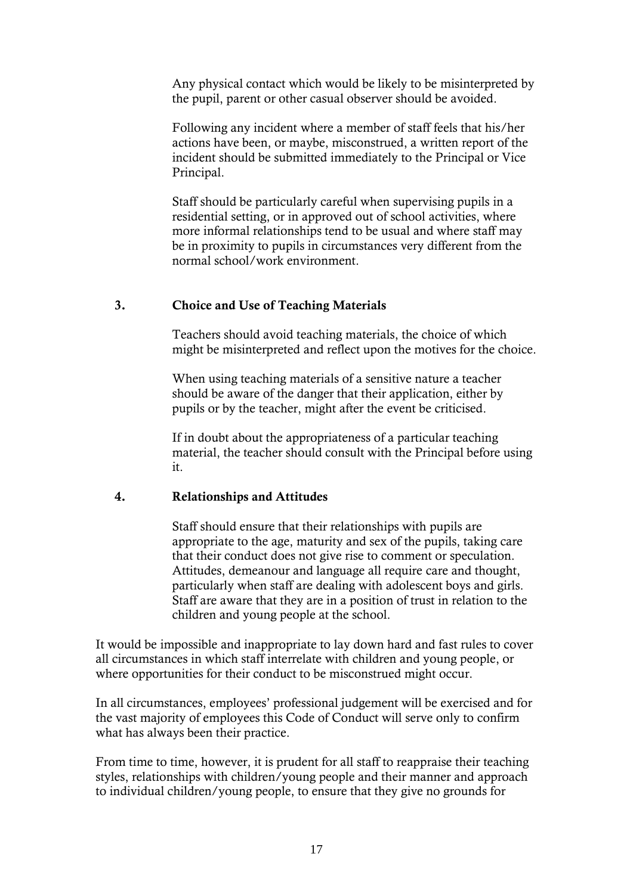Any physical contact which would be likely to be misinterpreted by the pupil, parent or other casual observer should be avoided.

Following any incident where a member of staff feels that his/her actions have been, or maybe, misconstrued, a written report of the incident should be submitted immediately to the Principal or Vice Principal.

Staff should be particularly careful when supervising pupils in a residential setting, or in approved out of school activities, where more informal relationships tend to be usual and where staff may be in proximity to pupils in circumstances very different from the normal school/work environment.

### 3. Choice and Use of Teaching Materials

Teachers should avoid teaching materials, the choice of which might be misinterpreted and reflect upon the motives for the choice.

When using teaching materials of a sensitive nature a teacher should be aware of the danger that their application, either by pupils or by the teacher, might after the event be criticised.

If in doubt about the appropriateness of a particular teaching material, the teacher should consult with the Principal before using it.

### 4. Relationships and Attitudes

Staff should ensure that their relationships with pupils are appropriate to the age, maturity and sex of the pupils, taking care that their conduct does not give rise to comment or speculation. Attitudes, demeanour and language all require care and thought, particularly when staff are dealing with adolescent boys and girls. Staff are aware that they are in a position of trust in relation to the children and young people at the school.

It would be impossible and inappropriate to lay down hard and fast rules to cover all circumstances in which staff interrelate with children and young people, or where opportunities for their conduct to be misconstrued might occur.

In all circumstances, employees' professional judgement will be exercised and for the vast majority of employees this Code of Conduct will serve only to confirm what has always been their practice.

From time to time, however, it is prudent for all staff to reappraise their teaching styles, relationships with children/young people and their manner and approach to individual children/young people, to ensure that they give no grounds for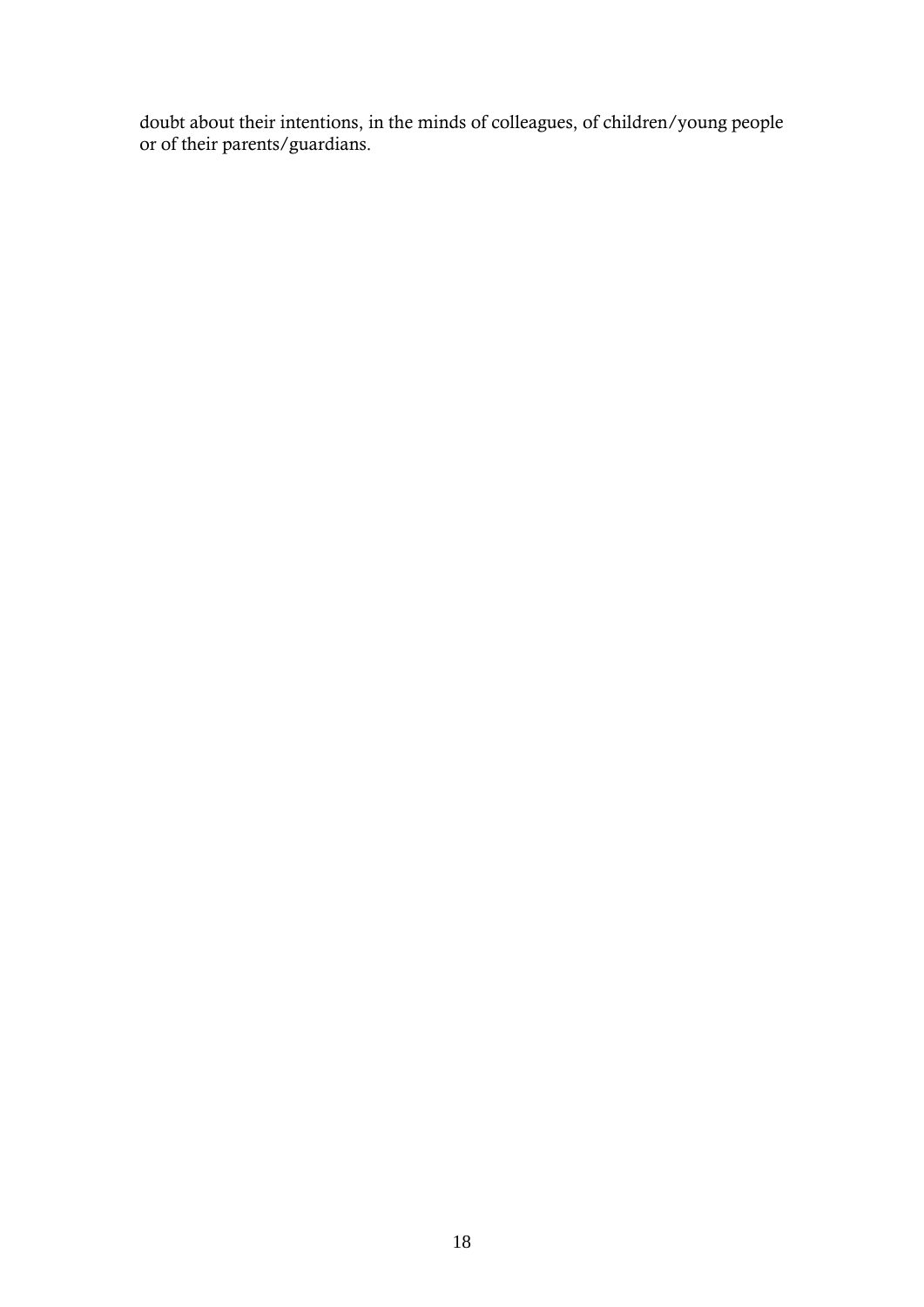doubt about their intentions, in the minds of colleagues, of children/young people or of their parents/guardians.